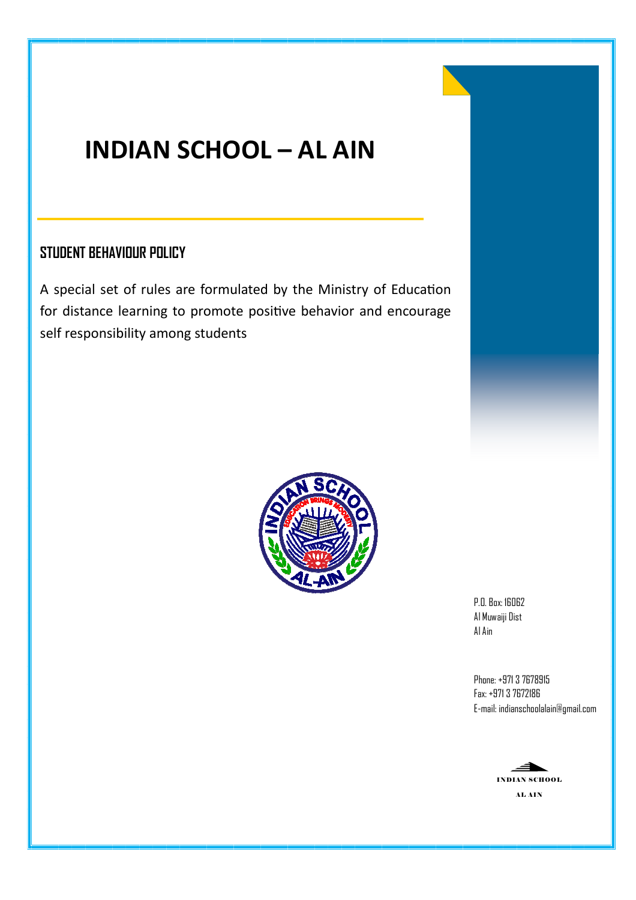# INDIAN SCHOOL – AL AIN

## STUDENT BEHAVIOUR POLICY

A special set of rules are formulated by the Ministry of Education for distance learning to promote positive behavior and encourage self responsibility among students

P.O. Box: 16062
Al Muwaiji Dist
Al Ain

Phone: +971 3 7678915
Fax: +971 3 7672186
E-mail: indianschoolalain@gmail.com

INDIAN SCHOOL
AL AIN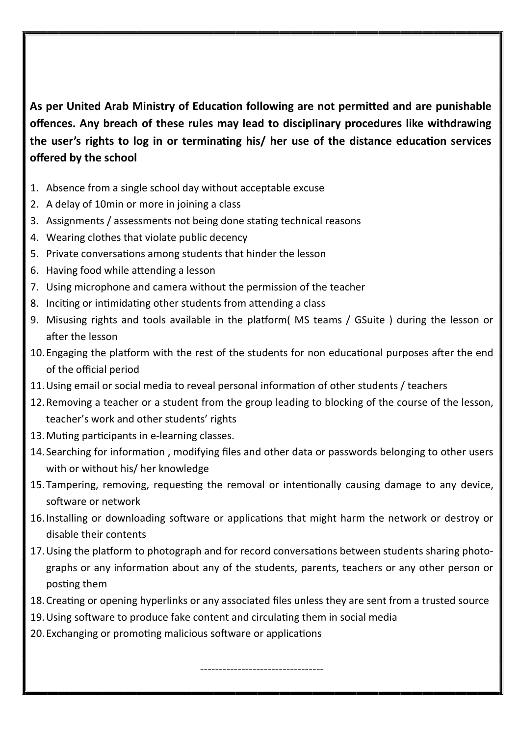**As per United Arab Ministry of Education following are not permitted and are punishable offences. Any breach of these rules may lead to disciplinary procedures like withdrawing the user's rights to log in or terminating his/ her use of the distance education services offered by the school**

1. Absence from a single school day without acceptable excuse
2. A delay of 10min or more in joining a class
3. Assignments / assessments not being done stating technical reasons
4. Wearing clothes that violate public decency
5. Private conversations among students that hinder the lesson
6. Having food while attending a lesson
7. Using microphone and camera without the permission of the teacher
8. Inciting or intimidating other students from attending a class
9. Misusing rights and tools available in the platform( MS teams / GSuite ) during the lesson or after the lesson
10. Engaging the platform with the rest of the students for non educational purposes after the end of the official period
11. Using email or social media to reveal personal information of other students / teachers
12. Removing a teacher or a student from the group leading to blocking of the course of the lesson, teacher's work and other students' rights
13. Muting participants in e-learning classes.
14. Searching for information , modifying files and other data or passwords belonging to other users with or without his/ her knowledge
15. Tampering, removing, requesting the removal or intentionally causing damage to any device, software or network
16. Installing or downloading software or applications that might harm the network or destroy or disable their contents
17. Using the platform to photograph and for record conversations between students sharing photographs or any information about any of the students, parents, teachers or any other person or posting them
18. Creating or opening hyperlinks or any associated files unless they are sent from a trusted source
19. Using software to produce fake content and circulating them in social media
20. Exchanging or promoting malicious software or applications

---------------------------------